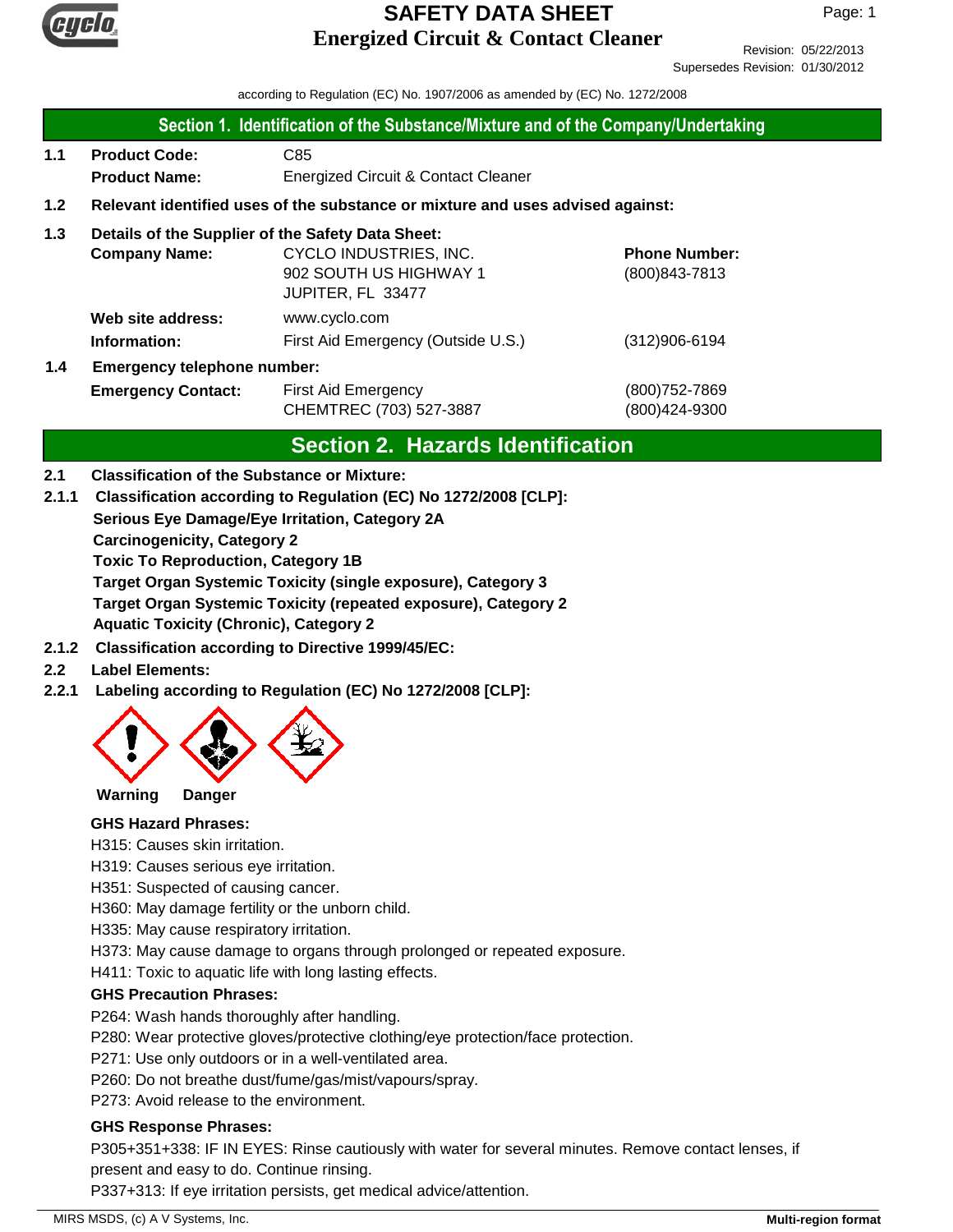# SAFETY DATA SHEET
# Energized Circuit & Contact Cleaner

Revision: 05/22/2013
Supersedes Revision: 01/30/2012

according to Regulation (EC) No. 1907/2006 as amended by (EC) No. 1272/2008

## Section 1. Identification of the Substance/Mixture and of the Company/Undertaking

**1.1 Product Code:** C85
**Product Name:** Energized Circuit & Contact Cleaner

**1.2 Relevant identified uses of the substance or mixture and uses advised against:**

**1.3 Details of the Supplier of the Safety Data Sheet:**

**Company Name:** CYCLO INDUSTRIES, INC.
902 SOUTH US HIGHWAY 1
JUPITER, FL 33477

**Phone Number:** (800)843-7813

**Web site address:** www.cyclo.com

**Information:** First Aid Emergency (Outside U.S.) (312)906-6194

**1.4 Emergency telephone number:**

**Emergency Contact:** First Aid Emergency (800)752-7869
CHEMTREC (703) 527-3887 (800)424-9300

## Section 2. Hazards Identification

**2.1 Classification of the Substance or Mixture:**

**2.1.1 Classification according to Regulation (EC) No 1272/2008 [CLP]:**

**Serious Eye Damage/Eye Irritation, Category 2A**
**Carcinogenicity, Category 2**
**Toxic To Reproduction, Category 1B**
**Target Organ Systemic Toxicity (single exposure), Category 3**
**Target Organ Systemic Toxicity (repeated exposure), Category 2**
**Aquatic Toxicity (Chronic), Category 2**

**2.1.2 Classification according to Directive 1999/45/EC:**

**2.2 Label Elements:**

**2.2.1 Labeling according to Regulation (EC) No 1272/2008 [CLP]:**

**Warning Danger**

**GHS Hazard Phrases:**

H315: Causes skin irritation.
H319: Causes serious eye irritation.
H351: Suspected of causing cancer.
H360: May damage fertility or the unborn child.
H335: May cause respiratory irritation.
H373: May cause damage to organs through prolonged or repeated exposure.
H411: Toxic to aquatic life with long lasting effects.

**GHS Precaution Phrases:**

P264: Wash hands thoroughly after handling.
P280: Wear protective gloves/protective clothing/eye protection/face protection.
P271: Use only outdoors or in a well-ventilated area.
P260: Do not breathe dust/fume/gas/mist/vapours/spray.
P273: Avoid release to the environment.

**GHS Response Phrases:**

P305+351+338: IF IN EYES: Rinse cautiously with water for several minutes. Remove contact lenses, if present and easy to do. Continue rinsing.
P337+313: If eye irritation persists, get medical advice/attention.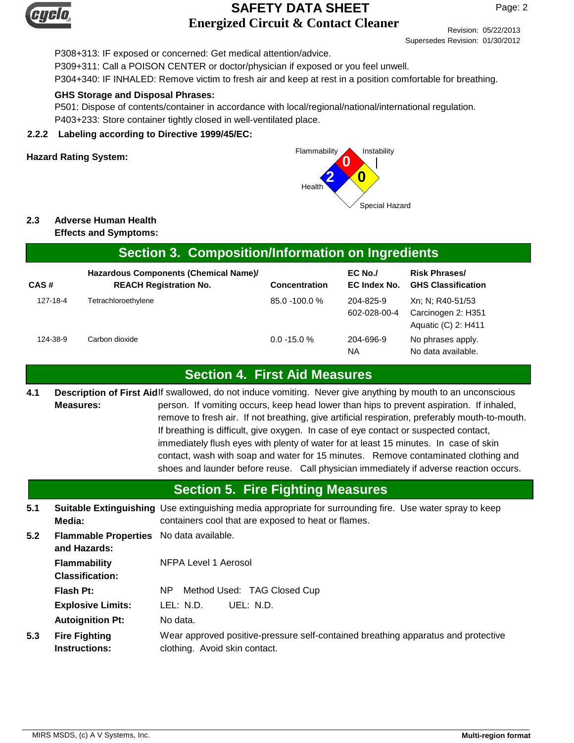P308+313: IF exposed or concerned: Get medical attention/advice.

P309+311: Call a POISON CENTER or doctor/physician if exposed or you feel unwell.

P304+340: IF INHALED: Remove victim to fresh air and keep at rest in a position comfortable for breathing.

**GHS Storage and Disposal Phrases:**

P501: Dispose of contents/container in accordance with local/regional/national/international regulation.

P403+233: Store container tightly closed in well-ventilated place.

**2.2.2 Labeling according to Directive 1999/45/EC:**

**Hazard Rating System:**

Flammability: 0
Health: 2
Instability: 0
Special Hazard:

**2.3 Adverse Human Health Effects and Symptoms:**

## Section 3. Composition/Information on Ingredients

| CAS # | Hazardous Components (Chemical Name)/ REACH Registration No. | Concentration | EC No./ EC Index No. | Risk Phrases/ GHS Classification |
|---|---|---|---|---|
| 127-18-4 | Tetrachloroethylene | 85.0 -100.0 % | 204-825-9<br>602-028-00-4 | Xn; N; R40-51/53<br>Carcinogen 2: H351<br>Aquatic (C) 2: H411 |
| 124-38-9 | Carbon dioxide | 0.0 -15.0 % | 204-696-9<br>NA | No phrases apply.<br>No data available. |

## Section 4. First Aid Measures

**4.1 Description of First Aid Measures:** If swallowed, do not induce vomiting. Never give anything by mouth to an unconscious person. If vomiting occurs, keep head lower than hips to prevent aspiration. If inhaled, remove to fresh air. If not breathing, give artificial respiration, preferably mouth-to-mouth. If breathing is difficult, give oxygen. In case of eye contact or suspected contact, immediately flush eyes with plenty of water for at least 15 minutes. In case of skin contact, wash with soap and water for 15 minutes. Remove contaminated clothing and shoes and launder before reuse. Call physician immediately if adverse reaction occurs.

## Section 5. Fire Fighting Measures

**5.1 Suitable Extinguishing Media:** Use extinguishing media appropriate for surrounding fire. Use water spray to keep containers cool that are exposed to heat or flames.

**5.2 Flammable Properties and Hazards:** No data available.

**Flammability Classification:** NFPA Level 1 Aerosol

**Flash Pt:** NP Method Used: TAG Closed Cup

**Explosive Limits:** LEL: N.D. UEL: N.D.

**Autoignition Pt:** No data.

**5.3 Fire Fighting Instructions:** Wear approved positive-pressure self-contained breathing apparatus and protective clothing. Avoid skin contact.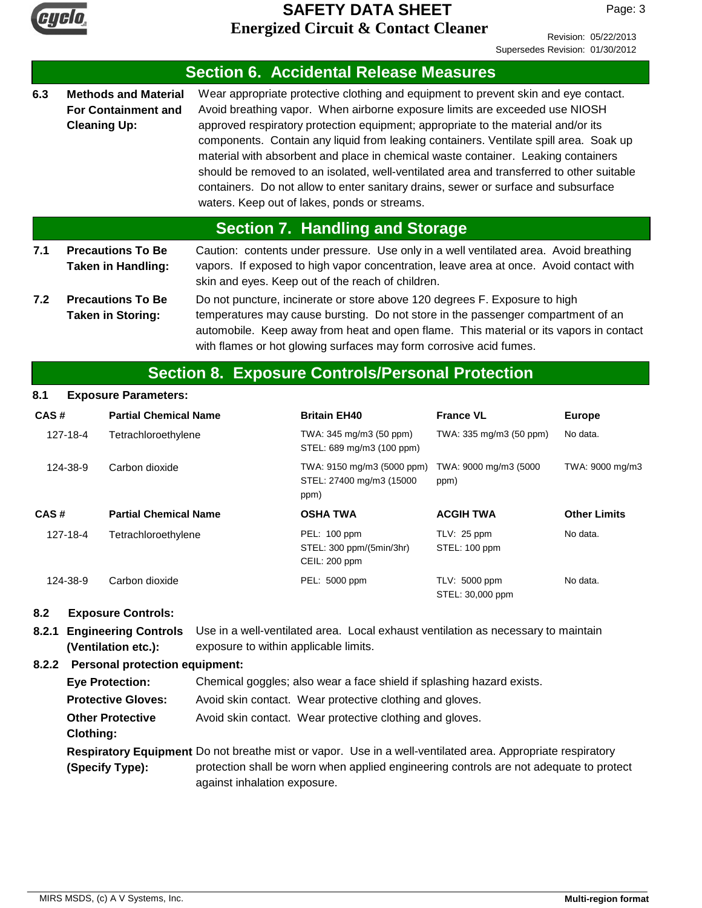## Section 6. Accidental Release Measures

**6.3 Methods and Material For Containment and Cleaning Up:**
Wear appropriate protective clothing and equipment to prevent skin and eye contact. Avoid breathing vapor. When airborne exposure limits are exceeded use NIOSH approved respiratory protection equipment; appropriate to the material and/or its components. Contain any liquid from leaking containers. Ventilate spill area. Soak up material with absorbent and place in chemical waste container. Leaking containers should be removed to an isolated, well-ventilated area and transferred to other suitable containers. Do not allow to enter sanitary drains, sewer or surface and subsurface waters. Keep out of lakes, ponds or streams.

## Section 7. Handling and Storage

**7.1 Precautions To Be Taken in Handling:**
Caution: contents under pressure. Use only in a well ventilated area. Avoid breathing vapors. If exposed to high vapor concentration, leave area at once. Avoid contact with skin and eyes. Keep out of the reach of children.

**7.2 Precautions To Be Taken in Storing:**
Do not puncture, incinerate or store above 120 degrees F. Exposure to high temperatures may cause bursting. Do not store in the passenger compartment of an automobile. Keep away from heat and open flame. This material or its vapors in contact with flames or hot glowing surfaces may form corrosive acid fumes.

## Section 8. Exposure Controls/Personal Protection

**8.1 Exposure Parameters:**

| CAS # | Partial Chemical Name | Britain EH40 | France VL | Europe |
|---|---|---|---|---|
| 127-18-4 | Tetrachloroethylene | TWA: 345 mg/m3 (50 ppm)<br>STEL: 689 mg/m3 (100 ppm) | TWA: 335 mg/m3 (50 ppm) | No data. |
| 124-38-9 | Carbon dioxide | TWA: 9150 mg/m3 (5000 ppm)<br>STEL: 27400 mg/m3 (15000 ppm) | TWA: 9000 mg/m3 (5000 ppm) | TWA: 9000 mg/m3 |

| CAS # | Partial Chemical Name | OSHA TWA | ACGIH TWA | Other Limits |
|---|---|---|---|---|
| 127-18-4 | Tetrachloroethylene | PEL: 100 ppm<br>STEL: 300 ppm/(5min/3hr)<br>CEIL: 200 ppm | TLV: 25 ppm<br>STEL: 100 ppm | No data. |
| 124-38-9 | Carbon dioxide | PEL: 5000 ppm | TLV: 5000 ppm<br>STEL: 30,000 ppm | No data. |

**8.2 Exposure Controls:**

**8.2.1 Engineering Controls (Ventilation etc.):** Use in a well-ventilated area. Local exhaust ventilation as necessary to maintain exposure to within applicable limits.

**8.2.2 Personal protection equipment:**

**Eye Protection:** Chemical goggles; also wear a face shield if splashing hazard exists.

**Protective Gloves:** Avoid skin contact. Wear protective clothing and gloves.

**Other Protective Clothing:** Avoid skin contact. Wear protective clothing and gloves.

**Respiratory Equipment (Specify Type):** Do not breathe mist or vapor. Use in a well-ventilated area. Appropriate respiratory protection shall be worn when applied engineering controls are not adequate to protect against inhalation exposure.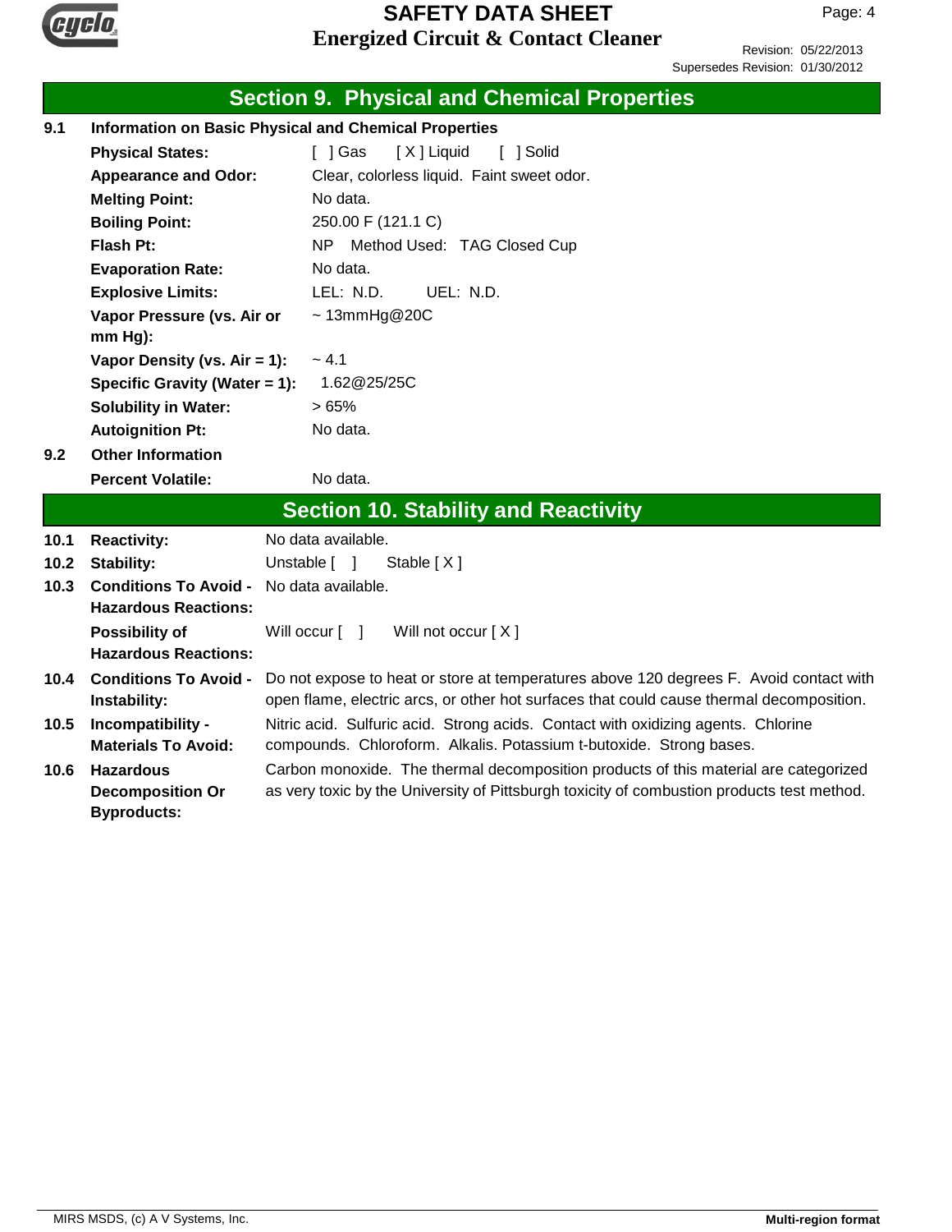## Section 9. Physical and Chemical Properties

**9.1 Information on Basic Physical and Chemical Properties**

| | |
|---|---|
| **Physical States:** | [ ] Gas [ X ] Liquid [ ] Solid |
| **Appearance and Odor:** | Clear, colorless liquid. Faint sweet odor. |
| **Melting Point:** | No data. |
| **Boiling Point:** | 250.00 F (121.1 C) |
| **Flash Pt:** | NP Method Used: TAG Closed Cup |
| **Evaporation Rate:** | No data. |
| **Explosive Limits:** | LEL: N.D. UEL: N.D. |
| **Vapor Pressure (vs. Air or mm Hg):** | ~ 13mmHg@20C |
| **Vapor Density (vs. Air = 1):** | ~ 4.1 |
| **Specific Gravity (Water = 1):** | 1.62@25/25C |
| **Solubility in Water:** | > 65% |
| **Autoignition Pt:** | No data. |

**9.2 Other Information**

| | |
|---|---|
| **Percent Volatile:** | No data. |

## Section 10. Stability and Reactivity

| | | |
|---|---|---|
| 10.1 | **Reactivity:** | No data available. |
| 10.2 | **Stability:** | Unstable [ ] Stable [ X ] |
| 10.3 | **Conditions To Avoid - Hazardous Reactions:** | No data available. |
| | **Possibility of Hazardous Reactions:** | Will occur [ ] Will not occur [ X ] |
| 10.4 | **Conditions To Avoid - Instability:** | Do not expose to heat or store at temperatures above 120 degrees F. Avoid contact with open flame, electric arcs, or other hot surfaces that could cause thermal decomposition. |
| 10.5 | **Incompatibility - Materials To Avoid:** | Nitric acid. Sulfuric acid. Strong acids. Contact with oxidizing agents. Chlorine compounds. Chloroform. Alkalis. Potassium t-butoxide. Strong bases. |
| 10.6 | **Hazardous Decomposition Or Byproducts:** | Carbon monoxide. The thermal decomposition products of this material are categorized as very toxic by the University of Pittsburgh toxicity of combustion products test method. |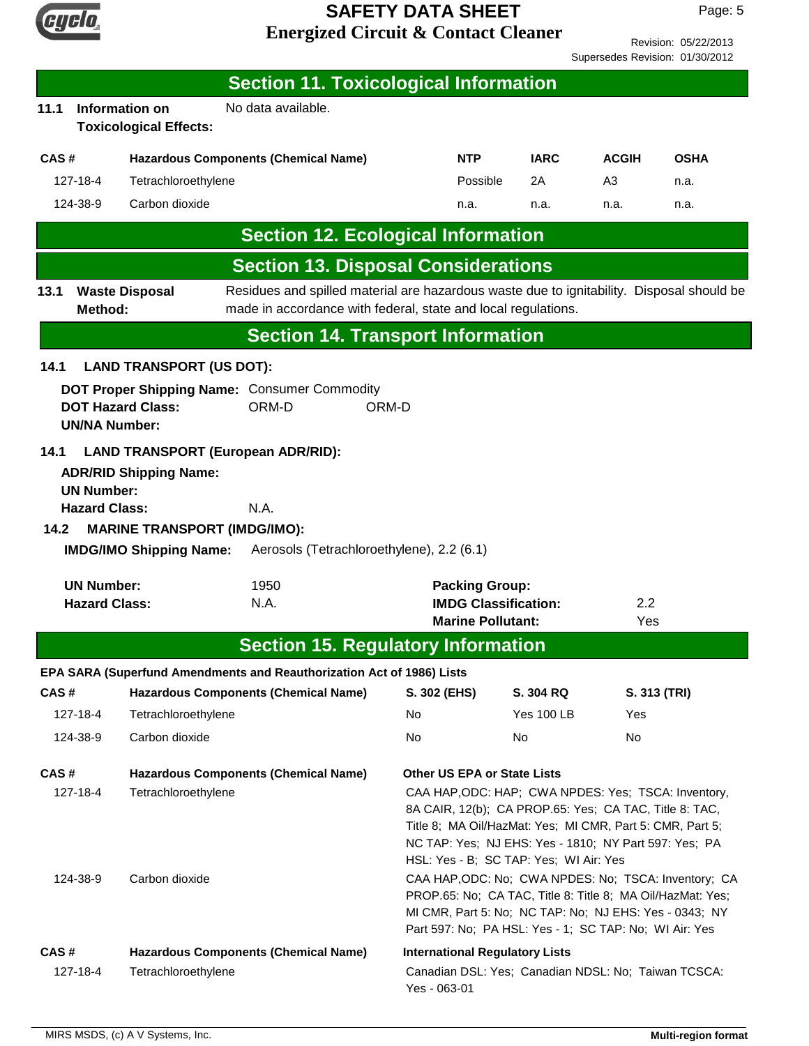## Section 11. Toxicological Information

**11.1 Information on Toxicological Effects:** No data available.

| CAS # | Hazardous Components (Chemical Name) | NTP | IARC | ACGIH | OSHA |
|---|---|---|---|---|---|
| 127-18-4 | Tetrachloroethylene | Possible | 2A | A3 | n.a. |
| 124-38-9 | Carbon dioxide | n.a. | n.a. | n.a. | n.a. |

## Section 12. Ecological Information

## Section 13. Disposal Considerations

**13.1 Waste Disposal Method:** Residues and spilled material are hazardous waste due to ignitability. Disposal should be made in accordance with federal, state and local regulations.

## Section 14. Transport Information

**14.1 LAND TRANSPORT (US DOT):**

**DOT Proper Shipping Name:** Consumer Commodity
**DOT Hazard Class:** ORM-D ORM-D
**UN/NA Number:**

**14.1 LAND TRANSPORT (European ADR/RID):**

**ADR/RID Shipping Name:**
**UN Number:**
**Hazard Class:** N.A.

**14.2 MARINE TRANSPORT (IMDG/IMO):**

**IMDG/IMO Shipping Name:** Aerosols (Tetrachloroethylene), 2.2 (6.1)

**UN Number:** 1950
**Hazard Class:** N.A.
**Packing Group:**
**IMDG Classification:** 2.2
**Marine Pollutant:** Yes

## Section 15. Regulatory Information

**EPA SARA (Superfund Amendments and Reauthorization Act of 1986) Lists**

| CAS # | Hazardous Components (Chemical Name) | S. 302 (EHS) | S. 304 RQ | S. 313 (TRI) |
|---|---|---|---|---|
| 127-18-4 | Tetrachloroethylene | No | Yes 100 LB | Yes |
| 124-38-9 | Carbon dioxide | No | No | No |

| CAS # | Hazardous Components (Chemical Name) | Other US EPA or State Lists |
|---|---|---|
| 127-18-4 | Tetrachloroethylene | CAA HAP,ODC: HAP; CWA NPDES: Yes; TSCA: Inventory, 8A CAIR, 12(b); CA PROP.65: Yes; CA TAC, Title 8: TAC, Title 8; MA Oil/HazMat: Yes; MI CMR, Part 5: CMR, Part 5; NC TAP: Yes; NJ EHS: Yes - 1810; NY Part 597: Yes; PA HSL: Yes - B; SC TAP: Yes; WI Air: Yes |
| 124-38-9 | Carbon dioxide | CAA HAP,ODC: No; CWA NPDES: No; TSCA: Inventory; CA PROP.65: No; CA TAC, Title 8: Title 8; MA Oil/HazMat: Yes; MI CMR, Part 5: No; NC TAP: No; NJ EHS: Yes - 0343; NY Part 597: No; PA HSL: Yes - 1; SC TAP: No; WI Air: Yes |

| CAS # | Hazardous Components (Chemical Name) | International Regulatory Lists |
|---|---|---|
| 127-18-4 | Tetrachloroethylene | Canadian DSL: Yes; Canadian NDSL: No; Taiwan TCSCA: Yes - 063-01 |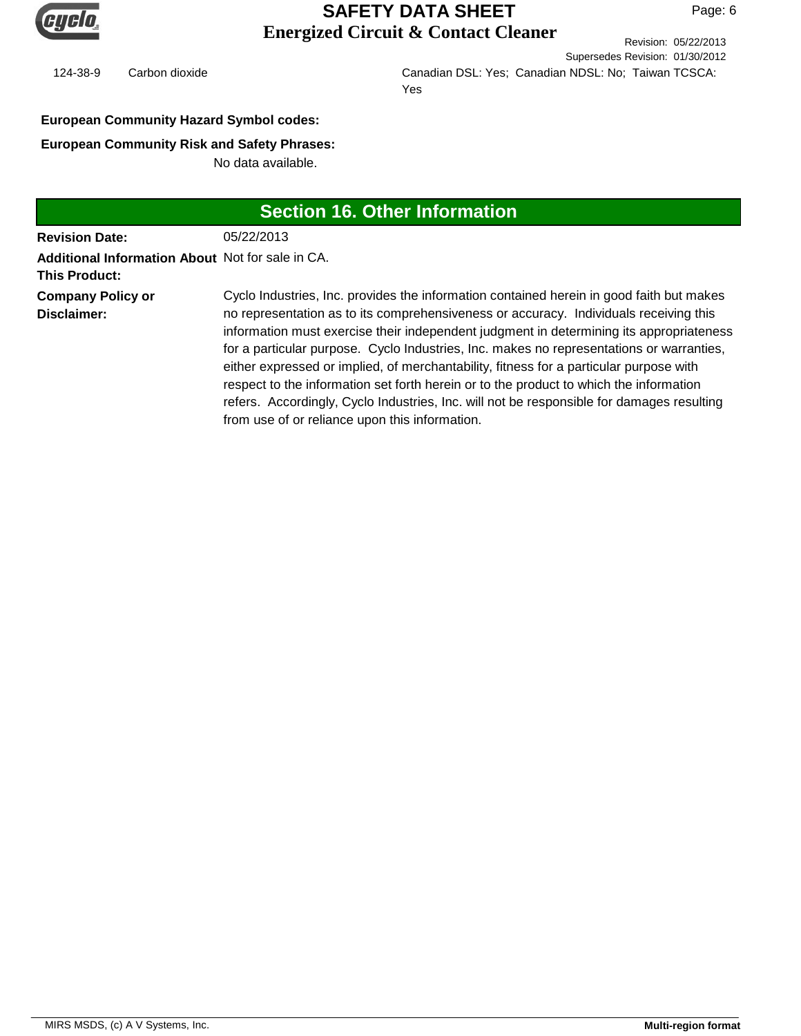| | | |
|---|---|---|
| 124-38-9 | Carbon dioxide | Canadian DSL: Yes; Canadian NDSL: No; Taiwan TCSCA: Yes |

**European Community Hazard Symbol codes:**

**European Community Risk and Safety Phrases:**

No data available.

## Section 16. Other Information

**Revision Date:** 05/22/2013

**Additional Information About This Product:** Not for sale in CA.

**Company Policy or Disclaimer:** Cyclo Industries, Inc. provides the information contained herein in good faith but makes no representation as to its comprehensiveness or accuracy. Individuals receiving this information must exercise their independent judgment in determining its appropriateness for a particular purpose. Cyclo Industries, Inc. makes no representations or warranties, either expressed or implied, of merchantability, fitness for a particular purpose with respect to the information set forth herein or to the product to which the information refers. Accordingly, Cyclo Industries, Inc. will not be responsible for damages resulting from use of or reliance upon this information.